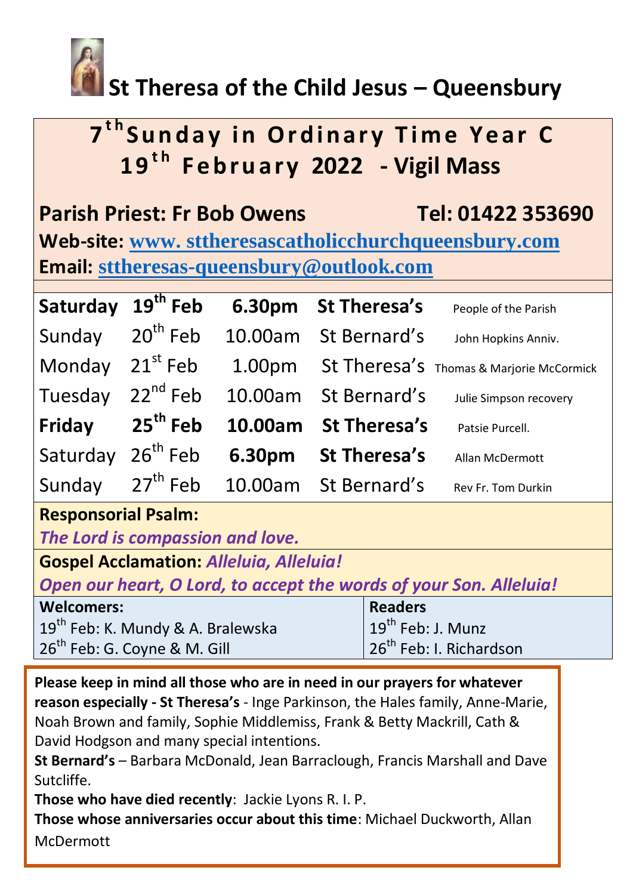# St Theresa of the Child Jesus – Queensbury

## 7th Sunday in Ordinary Time Year C
## 19th February 2022 - Vigil Mass

**Parish Priest: Fr Bob Owens** **Tel: 01422 353690**

**Web-site:** www. sttheresascatholicchurchqueensbury.com

**Email:** sttheresas-queensbury@outlook.com

| | | | | |
|---|---|---|---|---|
| **Saturday** | **19th Feb** | **6.30pm** | **St Theresa's** | People of the Parish |
| Sunday | 20th Feb | 10.00am | St Bernard's | John Hopkins Anniv. |
| Monday | 21st Feb | 1.00pm | St Theresa's | Thomas & Marjorie McCormick |
| Tuesday | 22nd Feb | 10.00am | St Bernard's | Julie Simpson recovery |
| **Friday** | **25th Feb** | **10.00am** | **St Theresa's** | Patsie Purcell. |
| Saturday | 26th Feb | **6.30pm** | **St Theresa's** | Allan McDermott |
| Sunday | 27th Feb | 10.00am | St Bernard's | Rev Fr. Tom Durkin |

**Responsorial Psalm:**
***The Lord is compassion and love.***

**Gospel Acclamation:** ***Alleluia, Alleluia!***
***Open our heart, O Lord, to accept the words of your Son. Alleluia!***

| Welcomers: | Readers |
|---|---|
| 19th Feb: K. Mundy & A. Bralewska | 19th Feb: J. Munz |
| 26th Feb: G. Coyne & M. Gill | 26th Feb: I. Richardson |

**Please keep in mind all those who are in need in our prayers for whatever reason especially - St Theresa's** - Inge Parkinson, the Hales family, Anne-Marie, Noah Brown and family, Sophie Middlemiss, Frank & Betty Mackrill, Cath & David Hodgson and many special intentions.

**St Bernard's** – Barbara McDonald, Jean Barraclough, Francis Marshall and Dave Sutcliffe.

**Those who have died recently**: Jackie Lyons R. I. P.

**Those whose anniversaries occur about this time**: Michael Duckworth, Allan McDermott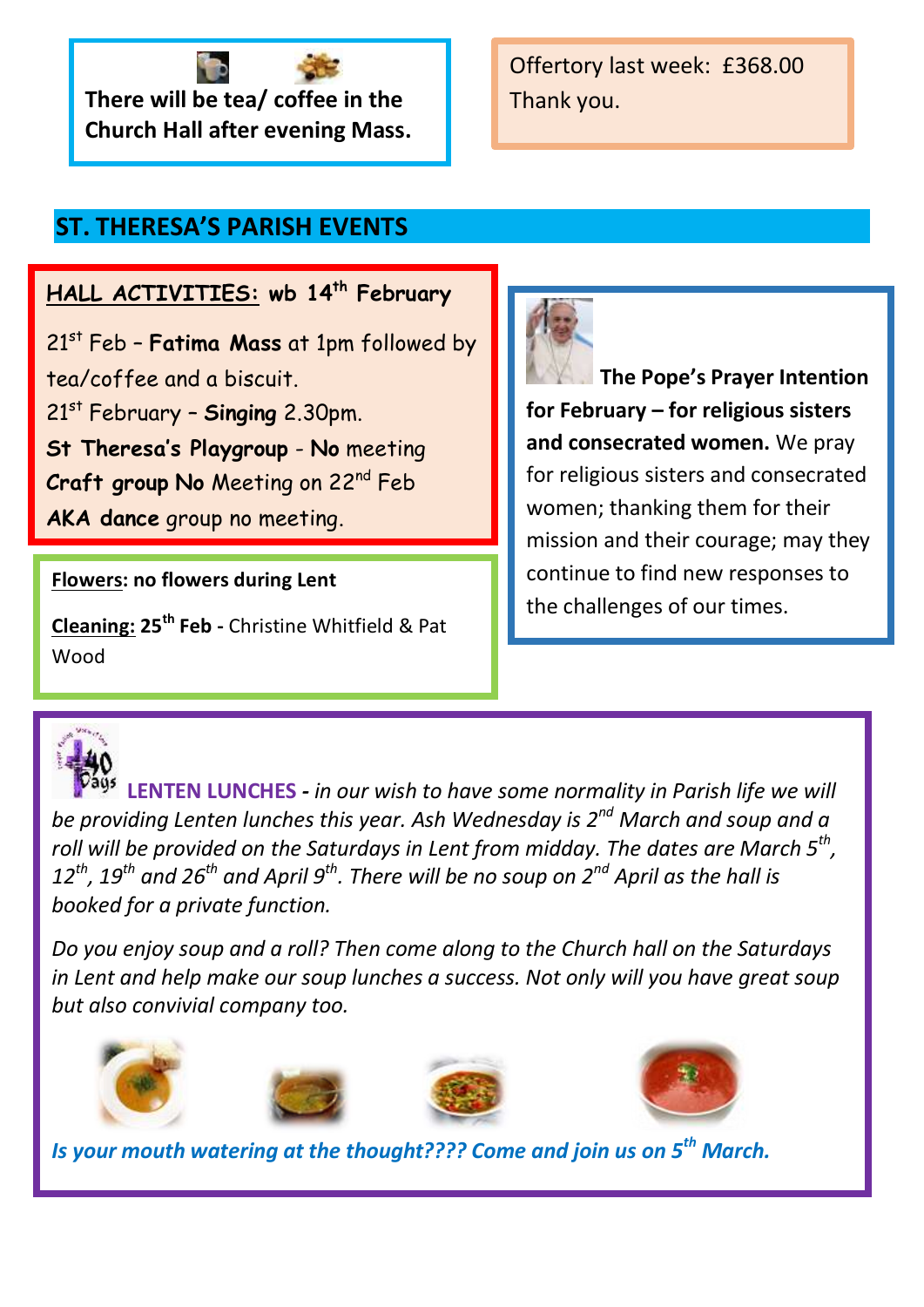**There will be tea/ coffee in the Church Hall after evening Mass.**

Offertory last week: £368.00
Thank you.

## ST. THERESA'S PARISH EVENTS

**HALL ACTIVITIES: wb 14th February**

21st Feb – **Fatima Mass** at 1pm followed by tea/coffee and a biscuit.
21st February – **Singing** 2.30pm.
**St Theresa's Playgroup** - **No** meeting
**Craft group No** Meeting on 22nd Feb
**AKA dance** group no meeting.

**Flowers: no flowers during Lent**

**Cleaning: 25th Feb -** Christine Whitfield & Pat Wood

**The Pope's Prayer Intention for February – for religious sisters and consecrated women.** We pray for religious sisters and consecrated women; thanking them for their mission and their courage; may they continue to find new responses to the challenges of our times.

**LENTEN LUNCHES -** *in our wish to have some normality in Parish life we will be providing Lenten lunches this year. Ash Wednesday is 2nd March and soup and a roll will be provided on the Saturdays in Lent from midday. The dates are March 5th, 12th, 19th and 26th and April 9th. There will be no soup on 2nd April as the hall is booked for a private function.*

*Do you enjoy soup and a roll? Then come along to the Church hall on the Saturdays in Lent and help make our soup lunches a success. Not only will you have great soup but also convivial company too.*

***Is your mouth watering at the thought???? Come and join us on 5th March.***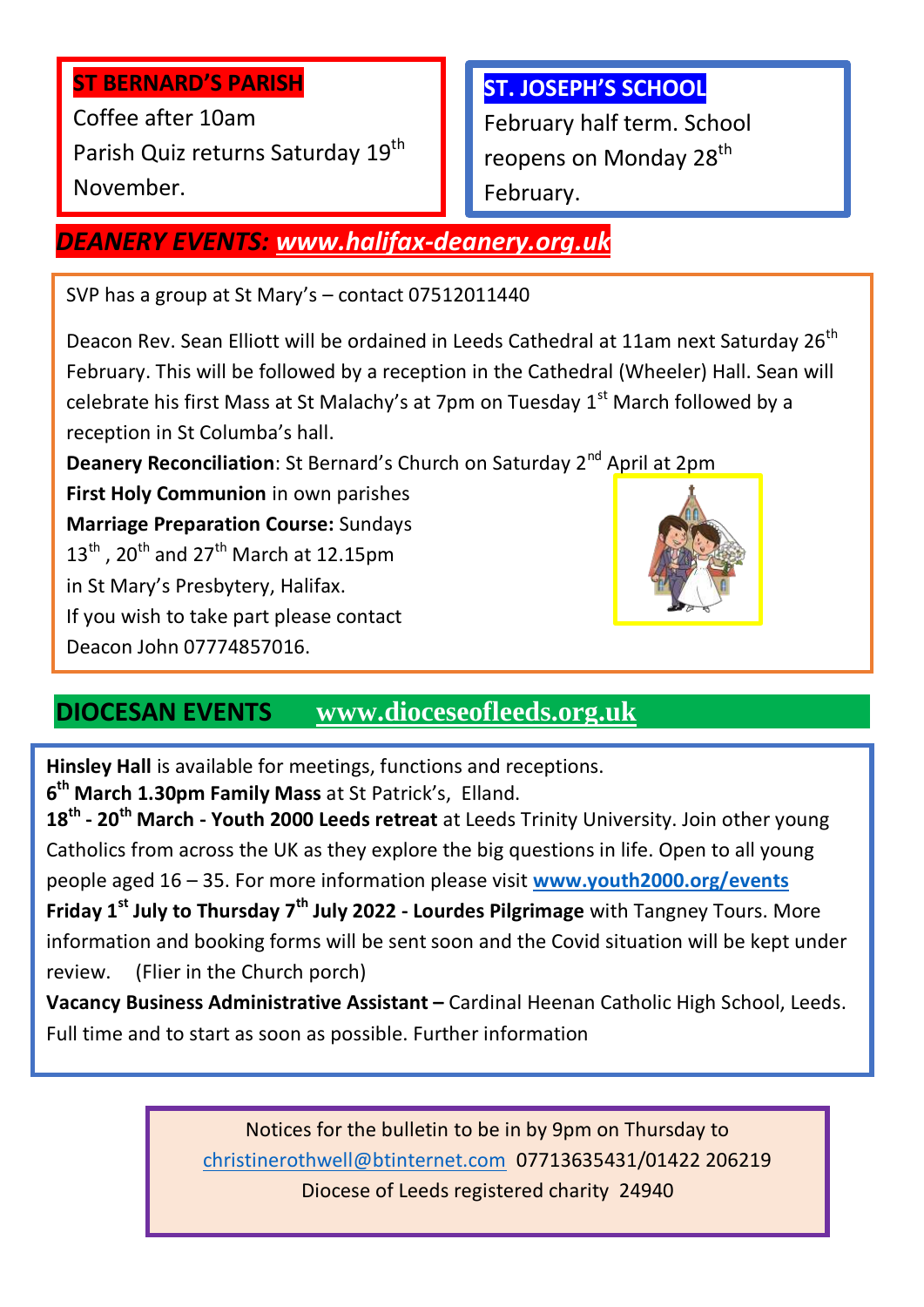## ST BERNARD'S PARISH

Coffee after 10am

Parish Quiz returns Saturday 19th November.

## ST. JOSEPH'S SCHOOL

February half term. School reopens on Monday 28th February.

## *DEANERY EVENTS: www.halifax-deanery.org.uk*

SVP has a group at St Mary's – contact 07512011440

Deacon Rev. Sean Elliott will be ordained in Leeds Cathedral at 11am next Saturday 26th February. This will be followed by a reception in the Cathedral (Wheeler) Hall. Sean will celebrate his first Mass at St Malachy's at 7pm on Tuesday 1st March followed by a reception in St Columba's hall.

**Deanery Reconciliation**: St Bernard's Church on Saturday 2nd April at 2pm

**First Holy Communion** in own parishes

**Marriage Preparation Course:** Sundays 13th, 20th and 27th March at 12.15pm in St Mary's Presbytery, Halifax. If you wish to take part please contact Deacon John 07774857016.

## DIOCESAN EVENTS www.dioceseofleeds.org.uk

**Hinsley Hall** is available for meetings, functions and receptions.

**6th March 1.30pm Family Mass** at St Patrick's, Elland.

**18th - 20th March - Youth 2000 Leeds retreat** at Leeds Trinity University. Join other young Catholics from across the UK as they explore the big questions in life. Open to all young people aged 16 – 35. For more information please visit **www.youth2000.org/events**

**Friday 1st July to Thursday 7th July 2022 - Lourdes Pilgrimage** with Tangney Tours. More information and booking forms will be sent soon and the Covid situation will be kept under review. (Flier in the Church porch)

**Vacancy Business Administrative Assistant –** Cardinal Heenan Catholic High School, Leeds. Full time and to start as soon as possible. Further information

Notices for the bulletin to be in by 9pm on Thursday to christinerothwell@btinternet.com 07713635431/01422 206219

Diocese of Leeds registered charity 24940